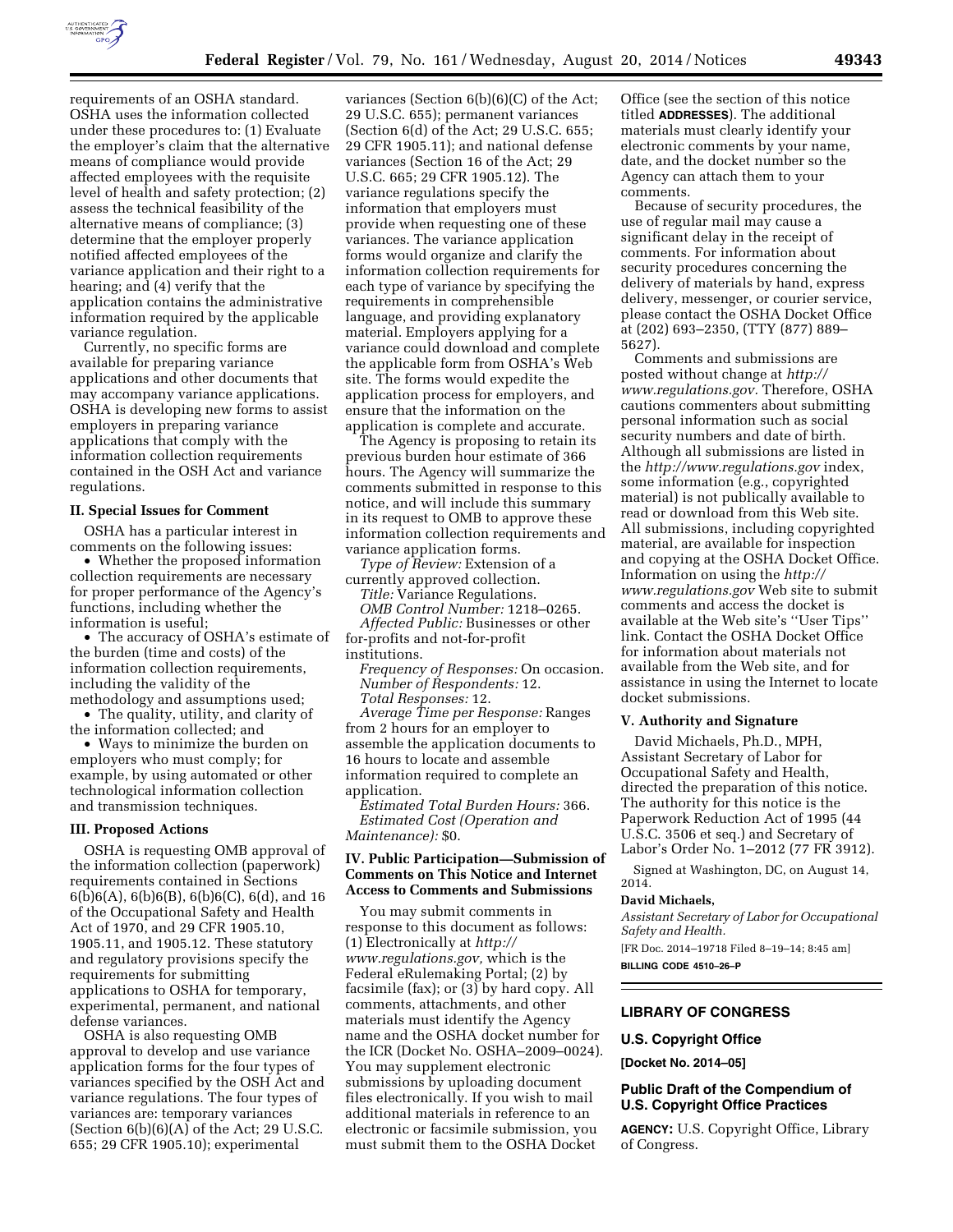requirements of an OSHA standard. OSHA uses the information collected under these procedures to: (1) Evaluate the employer's claim that the alternative means of compliance would provide affected employees with the requisite level of health and safety protection; (2) assess the technical feasibility of the alternative means of compliance; (3) determine that the employer properly notified affected employees of the variance application and their right to a hearing; and (4) verify that the application contains the administrative information required by the applicable variance regulation.

Currently, no specific forms are available for preparing variance applications and other documents that may accompany variance applications. OSHA is developing new forms to assist employers in preparing variance applications that comply with the information collection requirements contained in the OSH Act and variance regulations.

## II. Special Issues for Comment

OSHA has a particular interest in comments on the following issues:

- Whether the proposed information collection requirements are necessary for proper performance of the Agency's functions, including whether the information is useful;
- The accuracy of OSHA's estimate of the burden (time and costs) of the information collection requirements, including the validity of the methodology and assumptions used;
- The quality, utility, and clarity of the information collected; and
- Ways to minimize the burden on employers who must comply; for example, by using automated or other technological information collection and transmission techniques.

## III. Proposed Actions

OSHA is requesting OMB approval of the information collection (paperwork) requirements contained in Sections 6(b)6(A), 6(b)6(B), 6(b)6(C), 6(d), and 16 of the Occupational Safety and Health Act of 1970, and 29 CFR 1905.10, 1905.11, and 1905.12. These statutory and regulatory provisions specify the requirements for submitting applications to OSHA for temporary, experimental, permanent, and national defense variances.

OSHA is also requesting OMB approval to develop and use variance application forms for the four types of variances specified by the OSH Act and variance regulations. The four types of variances are: temporary variances (Section 6(b)(6)(A) of the Act; 29 U.S.C. 655; 29 CFR 1905.10); experimental variances (Section 6(b)(6)(C) of the Act; 29 U.S.C. 655); permanent variances (Section 6(d) of the Act; 29 U.S.C. 655; 29 CFR 1905.11); and national defense variances (Section 16 of the Act; 29 U.S.C. 665; 29 CFR 1905.12). The variance regulations specify the information that employers must provide when requesting one of these variances. The variance application forms would organize and clarify the information collection requirements for each type of variance by specifying the requirements in comprehensible language, and providing explanatory material. Employers applying for a variance could download and complete the applicable form from OSHA's Web site. The forms would expedite the application process for employers, and ensure that the information on the application is complete and accurate.

The Agency is proposing to retain its previous burden hour estimate of 366 hours. The Agency will summarize the comments submitted in response to this notice, and will include this summary in its request to OMB to approve these information collection requirements and variance application forms.

*Type of Review:* Extension of a currently approved collection.

*Title:* Variance Regulations.

*OMB Control Number:* 1218–0265.

*Affected Public:* Businesses or other for-profits and not-for-profit institutions.

*Frequency of Responses:* On occasion.

*Number of Respondents:* 12.

*Total Responses:* 12.

*Average Time per Response:* Ranges from 2 hours for an employer to assemble the application documents to 16 hours to locate and assemble information required to complete an application.

*Estimated Total Burden Hours:* 366.

*Estimated Cost (Operation and Maintenance):* $0.

## IV. Public Participation—Submission of Comments on This Notice and Internet Access to Comments and Submissions

You may submit comments in response to this document as follows: (1) Electronically at *http://www.regulations.gov,* which is the Federal eRulemaking Portal; (2) by facsimile (fax); or (3) by hard copy. All comments, attachments, and other materials must identify the Agency name and the OSHA docket number for the ICR (Docket No. OSHA–2009–0024). You may supplement electronic submissions by uploading document files electronically. If you wish to mail additional materials in reference to an electronic or facsimile submission, you must submit them to the OSHA Docket Office (see the section of this notice titled **ADDRESSES**). The additional materials must clearly identify your electronic comments by your name, date, and the docket number so the Agency can attach them to your comments.

Because of security procedures, the use of regular mail may cause a significant delay in the receipt of comments. For information about security procedures concerning the delivery of materials by hand, express delivery, messenger, or courier service, please contact the OSHA Docket Office at (202) 693–2350, (TTY (877) 889–5627).

Comments and submissions are posted without change at *http://www.regulations.gov.* Therefore, OSHA cautions commenters about submitting personal information such as social security numbers and date of birth. Although all submissions are listed in the *http://www.regulations.gov* index, some information (e.g., copyrighted material) is not publically available to read or download from this Web site. All submissions, including copyrighted material, are available for inspection and copying at the OSHA Docket Office. Information on using the *http://www.regulations.gov* Web site to submit comments and access the docket is available at the Web site's ''User Tips'' link. Contact the OSHA Docket Office for information about materials not available from the Web site, and for assistance in using the Internet to locate docket submissions.

## V. Authority and Signature

David Michaels, Ph.D., MPH, Assistant Secretary of Labor for Occupational Safety and Health, directed the preparation of this notice. The authority for this notice is the Paperwork Reduction Act of 1995 (44 U.S.C. 3506 et seq.) and Secretary of Labor's Order No. 1–2012 (77 FR 3912).

Signed at Washington, DC, on August 14, 2014.

**David Michaels,**

*Assistant Secretary of Labor for Occupational Safety and Health.*

[FR Doc. 2014–19718 Filed 8–19–14; 8:45 am]

**BILLING CODE 4510–26–P**

---

## LIBRARY OF CONGRESS

### U.S. Copyright Office

**[Docket No. 2014–05]**

### Public Draft of the Compendium of U.S. Copyright Office Practices

**AGENCY:** U.S. Copyright Office, Library of Congress.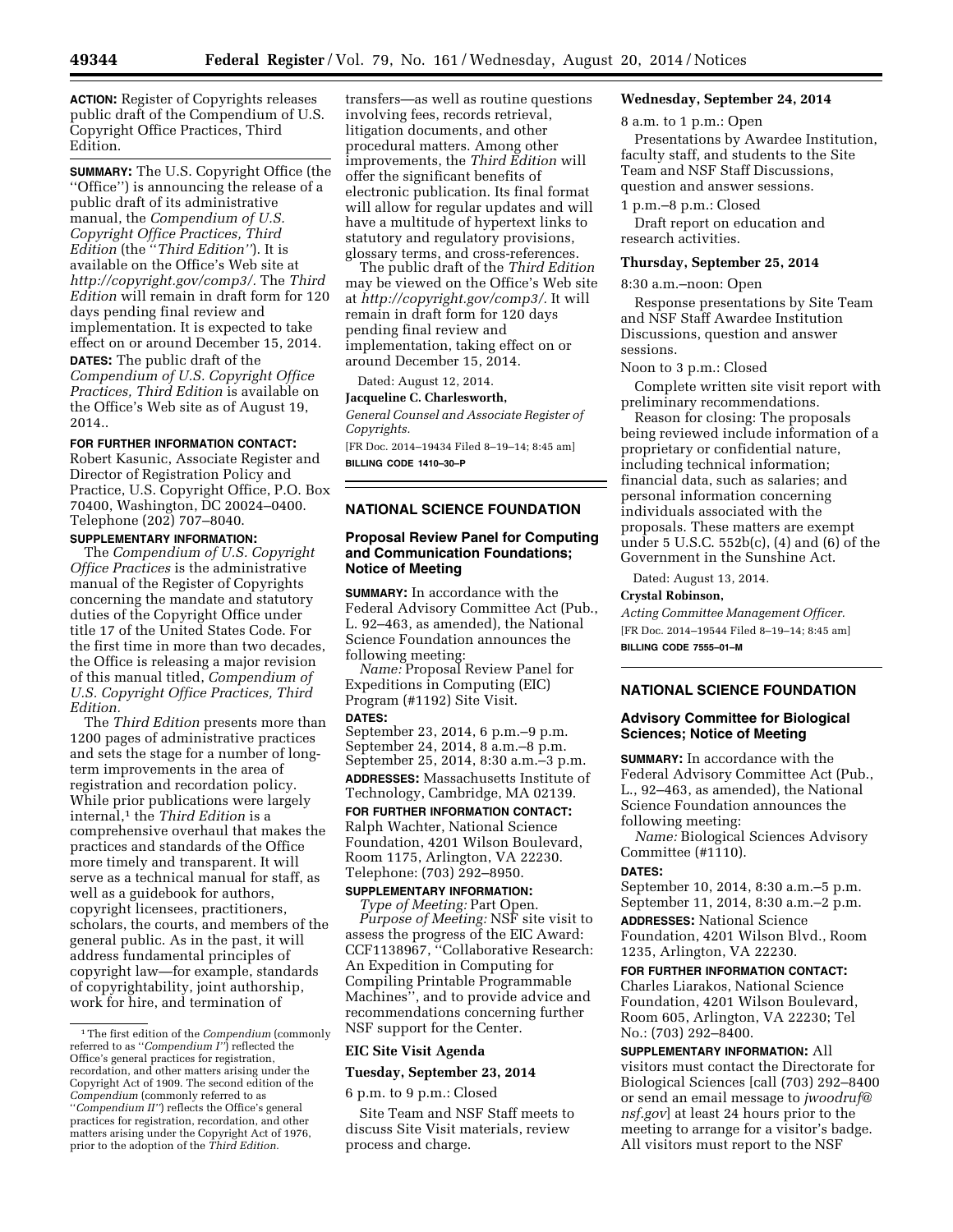**ACTION:** Register of Copyrights releases public draft of the Compendium of U.S. Copyright Office Practices, Third Edition.

**SUMMARY:** The U.S. Copyright Office (the ''Office'') is announcing the release of a public draft of its administrative manual, the *Compendium of U.S. Copyright Office Practices, Third Edition* (the ''*Third Edition''*). It is available on the Office's Web site at *http://copyright.gov/comp3/.* The *Third Edition* will remain in draft form for 120 days pending final review and implementation. It is expected to take effect on or around December 15, 2014.

**DATES:** The public draft of the *Compendium of U.S. Copyright Office Practices, Third Edition* is available on the Office's Web site as of August 19, 2014..

**FOR FURTHER INFORMATION CONTACT:** Robert Kasunic, Associate Register and Director of Registration Policy and Practice, U.S. Copyright Office, P.O. Box 70400, Washington, DC 20024–0400. Telephone (202) 707–8040.

**SUPPLEMENTARY INFORMATION:**

The *Compendium of U.S. Copyright Office Practices* is the administrative manual of the Register of Copyrights concerning the mandate and statutory duties of the Copyright Office under title 17 of the United States Code. For the first time in more than two decades, the Office is releasing a major revision of this manual titled, *Compendium of U.S. Copyright Office Practices, Third Edition.*

The *Third Edition* presents more than 1200 pages of administrative practices and sets the stage for a number of long-term improvements in the area of registration and recordation policy. While prior publications were largely internal,[1] the *Third Edition* is a comprehensive overhaul that makes the practices and standards of the Office more timely and transparent. It will serve as a technical manual for staff, as well as a guidebook for authors, copyright licensees, practitioners, scholars, the courts, and members of the general public. As in the past, it will address fundamental principles of copyright law—for example, standards of copyrightability, joint authorship, work for hire, and termination of transfers—as well as routine questions involving fees, records retrieval, litigation documents, and other procedural matters. Among other improvements, the *Third Edition* will offer the significant benefits of electronic publication. Its final format will allow for regular updates and will have a multitude of hypertext links to statutory and regulatory provisions, glossary terms, and cross-references.

The public draft of the *Third Edition* may be viewed on the Office's Web site at *http://copyright.gov/comp3/.* It will remain in draft form for 120 days pending final review and implementation, taking effect on or around December 15, 2014.

Dated: August 12, 2014.

**Jacqueline C. Charlesworth,**

*General Counsel and Associate Register of Copyrights.*

[FR Doc. 2014–19434 Filed 8–19–14; 8:45 am]

**BILLING CODE 1410–30–P**

[1] The first edition of the *Compendium* (commonly referred to as ''*Compendium I''*) reflected the Office's general practices for registration, recordation, and other matters arising under the Copyright Act of 1909. The second edition of the *Compendium* (commonly referred to as ''*Compendium II''*) reflects the Office's general practices for registration, recordation, and other matters arising under the Copyright Act of 1976, prior to the adoption of the *Third Edition.*

---

## NATIONAL SCIENCE FOUNDATION

### Proposal Review Panel for Computing and Communication Foundations; Notice of Meeting

**SUMMARY:** In accordance with the Federal Advisory Committee Act (Pub., L. 92–463, as amended), the National Science Foundation announces the following meeting:

*Name:* Proposal Review Panel for Expeditions in Computing (EIC) Program (#1192) Site Visit.

**DATES:**
September 23, 2014, 6 p.m.–9 p.m.
September 24, 2014, 8 a.m.–8 p.m.
September 25, 2014, 8:30 a.m.–3 p.m.

**ADDRESSES:** Massachusetts Institute of Technology, Cambridge, MA 02139.

**FOR FURTHER INFORMATION CONTACT:** Ralph Wachter, National Science Foundation, 4201 Wilson Boulevard, Room 1175, Arlington, VA 22230. Telephone: (703) 292–8950.

**SUPPLEMENTARY INFORMATION:**

*Type of Meeting:* Part Open.

*Purpose of Meeting:* NSF site visit to assess the progress of the EIC Award: CCF1138967, ''Collaborative Research: An Expedition in Computing for Compiling Printable Programmable Machines'', and to provide advice and recommendations concerning further NSF support for the Center.

**EIC Site Visit Agenda**

**Tuesday, September 23, 2014**

6 p.m. to 9 p.m.: Closed

Site Team and NSF Staff meets to discuss Site Visit materials, review process and charge.

**Wednesday, September 24, 2014**

8 a.m. to 1 p.m.: Open

Presentations by Awardee Institution, faculty staff, and students to the Site Team and NSF Staff Discussions, question and answer sessions.

1 p.m.–8 p.m.: Closed

Draft report on education and research activities.

**Thursday, September 25, 2014**

8:30 a.m.–noon: Open

Response presentations by Site Team and NSF Staff Awardee Institution Discussions, question and answer sessions.

Noon to 3 p.m.: Closed

Complete written site visit report with preliminary recommendations.

Reason for closing: The proposals being reviewed include information of a proprietary or confidential nature, including technical information; financial data, such as salaries; and personal information concerning individuals associated with the proposals. These matters are exempt under 5 U.S.C. 552b(c), (4) and (6) of the Government in the Sunshine Act.

Dated: August 13, 2014.

**Crystal Robinson,**

*Acting Committee Management Officer.*

[FR Doc. 2014–19544 Filed 8–19–14; 8:45 am]

**BILLING CODE 7555–01–M**

---

## NATIONAL SCIENCE FOUNDATION

### Advisory Committee for Biological Sciences; Notice of Meeting

**SUMMARY:** In accordance with the Federal Advisory Committee Act (Pub., L., 92–463, as amended), the National Science Foundation announces the following meeting:

*Name:* Biological Sciences Advisory Committee (#1110).

**DATES:**
September 10, 2014, 8:30 a.m.–5 p.m.
September 11, 2014, 8:30 a.m.–2 p.m.

**ADDRESSES:** National Science Foundation, 4201 Wilson Blvd., Room 1235, Arlington, VA 22230.

**FOR FURTHER INFORMATION CONTACT:** Charles Liarakos, National Science Foundation, 4201 Wilson Boulevard, Room 605, Arlington, VA 22230; Tel No.: (703) 292–8400.

**SUPPLEMENTARY INFORMATION:** All visitors must contact the Directorate for Biological Sciences [call (703) 292–8400 or send an email message to *jwoodruf@nsf.gov*] at least 24 hours prior to the meeting to arrange for a visitor's badge. All visitors must report to the NSF